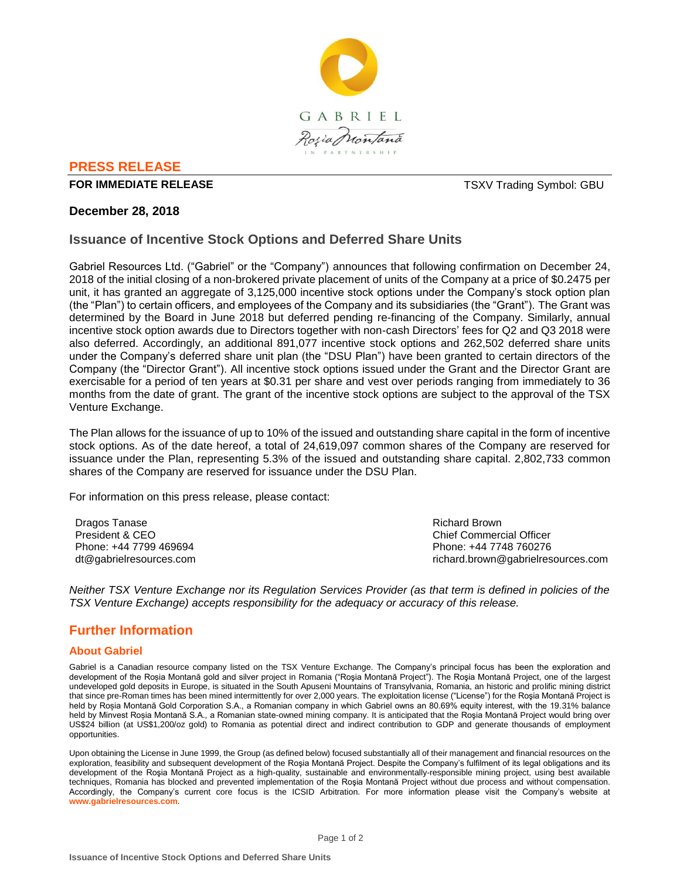GABRIEL

Roşia Montană

IN PARTNERSHIP

## PRESS RELEASE

**FOR IMMEDIATE RELEASE** TSXV Trading Symbol: GBU

**December 28, 2018**

### Issuance of Incentive Stock Options and Deferred Share Units

Gabriel Resources Ltd. (“Gabriel” or the “Company”) announces that following confirmation on December 24, 2018 of the initial closing of a non-brokered private placement of units of the Company at a price of $0.2475 per unit, it has granted an aggregate of 3,125,000 incentive stock options under the Company’s stock option plan (the “Plan”) to certain officers, and employees of the Company and its subsidiaries (the “Grant”). The Grant was determined by the Board in June 2018 but deferred pending re-financing of the Company. Similarly, annual incentive stock option awards due to Directors together with non-cash Directors’ fees for Q2 and Q3 2018 were also deferred. Accordingly, an additional 891,077 incentive stock options and 262,502 deferred share units under the Company’s deferred share unit plan (the “DSU Plan”) have been granted to certain directors of the Company (the “Director Grant”). All incentive stock options issued under the Grant and the Director Grant are exercisable for a period of ten years at $0.31 per share and vest over periods ranging from immediately to 36 months from the date of grant. The grant of the incentive stock options are subject to the approval of the TSX Venture Exchange.

The Plan allows for the issuance of up to 10% of the issued and outstanding share capital in the form of incentive stock options. As of the date hereof, a total of 24,619,097 common shares of the Company are reserved for issuance under the Plan, representing 5.3% of the issued and outstanding share capital. 2,802,733 common shares of the Company are reserved for issuance under the DSU Plan.

For information on this press release, please contact:

Dragos Tanase
President & CEO
Phone: +44 7799 469694
dt@gabrielresources.com

Richard Brown
Chief Commercial Officer
Phone: +44 7748 760276
richard.brown@gabrielresources.com

*Neither TSX Venture Exchange nor its Regulation Services Provider (as that term is defined in policies of the TSX Venture Exchange) accepts responsibility for the adequacy or accuracy of this release.*

## Further Information

### About Gabriel

Gabriel is a Canadian resource company listed on the TSX Venture Exchange. The Company’s principal focus has been the exploration and development of the Roşia Montană gold and silver project in Romania (“Roşia Montană Project”). The Roşia Montană Project, one of the largest undeveloped gold deposits in Europe, is situated in the South Apuseni Mountains of Transylvania, Romania, an historic and prolific mining district that since pre-Roman times has been mined intermittently for over 2,000 years. The exploitation license (“License”) for the Roşia Montană Project is held by Roșia Montană Gold Corporation S.A., a Romanian company in which Gabriel owns an 80.69% equity interest, with the 19.31% balance held by Minvest Roșia Montană S.A., a Romanian state-owned mining company. It is anticipated that the Roşia Montană Project would bring over US$24 billion (at US$1,200/oz gold) to Romania as potential direct and indirect contribution to GDP and generate thousands of employment opportunities.

Upon obtaining the License in June 1999, the Group (as defined below) focused substantially all of their management and financial resources on the exploration, feasibility and subsequent development of the Roşia Montană Project. Despite the Company’s fulfilment of its legal obligations and its development of the Roşia Montană Project as a high-quality, sustainable and environmentally-responsible mining project, using best available techniques, Romania has blocked and prevented implementation of the Roşia Montană Project without due process and without compensation. Accordingly, the Company’s current core focus is the ICSID Arbitration. For more information please visit the Company’s website at **www.gabrielresources.com**.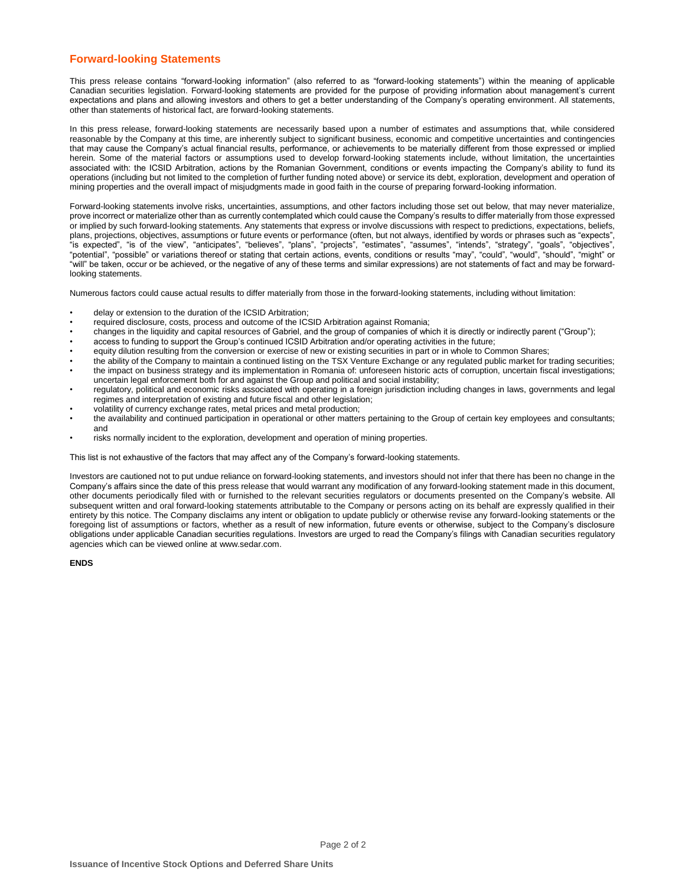## Forward-looking Statements

This press release contains "forward-looking information" (also referred to as "forward-looking statements") within the meaning of applicable Canadian securities legislation. Forward-looking statements are provided for the purpose of providing information about management's current expectations and plans and allowing investors and others to get a better understanding of the Company's operating environment. All statements, other than statements of historical fact, are forward-looking statements.

In this press release, forward-looking statements are necessarily based upon a number of estimates and assumptions that, while considered reasonable by the Company at this time, are inherently subject to significant business, economic and competitive uncertainties and contingencies that may cause the Company's actual financial results, performance, or achievements to be materially different from those expressed or implied herein. Some of the material factors or assumptions used to develop forward-looking statements include, without limitation, the uncertainties associated with: the ICSID Arbitration, actions by the Romanian Government, conditions or events impacting the Company's ability to fund its operations (including but not limited to the completion of further funding noted above) or service its debt, exploration, development and operation of mining properties and the overall impact of misjudgments made in good faith in the course of preparing forward-looking information.

Forward-looking statements involve risks, uncertainties, assumptions, and other factors including those set out below, that may never materialize, prove incorrect or materialize other than as currently contemplated which could cause the Company's results to differ materially from those expressed or implied by such forward-looking statements. Any statements that express or involve discussions with respect to predictions, expectations, beliefs, plans, projections, objectives, assumptions or future events or performance (often, but not always, identified by words or phrases such as "expects", "is expected", "is of the view", "anticipates", "believes", "plans", "projects", "estimates", "assumes", "intends", "strategy", "goals", "objectives", "potential", "possible" or variations thereof or stating that certain actions, events, conditions or results "may", "could", "would", "should", "might" or "will" be taken, occur or be achieved, or the negative of any of these terms and similar expressions) are not statements of fact and may be forward-looking statements.

Numerous factors could cause actual results to differ materially from those in the forward-looking statements, including without limitation:

- delay or extension to the duration of the ICSID Arbitration;
- required disclosure, costs, process and outcome of the ICSID Arbitration against Romania;
- changes in the liquidity and capital resources of Gabriel, and the group of companies of which it is directly or indirectly parent ("Group");
- access to funding to support the Group's continued ICSID Arbitration and/or operating activities in the future;
- equity dilution resulting from the conversion or exercise of new or existing securities in part or in whole to Common Shares;
- the ability of the Company to maintain a continued listing on the TSX Venture Exchange or any regulated public market for trading securities;
- the impact on business strategy and its implementation in Romania of: unforeseen historic acts of corruption, uncertain fiscal investigations; uncertain legal enforcement both for and against the Group and political and social instability;
- regulatory, political and economic risks associated with operating in a foreign jurisdiction including changes in laws, governments and legal regimes and interpretation of existing and future fiscal and other legislation;
- volatility of currency exchange rates, metal prices and metal production;
- the availability and continued participation in operational or other matters pertaining to the Group of certain key employees and consultants; and
- risks normally incident to the exploration, development and operation of mining properties.

This list is not exhaustive of the factors that may affect any of the Company's forward-looking statements.

Investors are cautioned not to put undue reliance on forward-looking statements, and investors should not infer that there has been no change in the Company's affairs since the date of this press release that would warrant any modification of any forward-looking statement made in this document, other documents periodically filed with or furnished to the relevant securities regulators or documents presented on the Company's website. All subsequent written and oral forward-looking statements attributable to the Company or persons acting on its behalf are expressly qualified in their entirety by this notice. The Company disclaims any intent or obligation to update publicly or otherwise revise any forward-looking statements or the foregoing list of assumptions or factors, whether as a result of new information, future events or otherwise, subject to the Company's disclosure obligations under applicable Canadian securities regulations. Investors are urged to read the Company's filings with Canadian securities regulatory agencies which can be viewed online at www.sedar.com.

**ENDS**